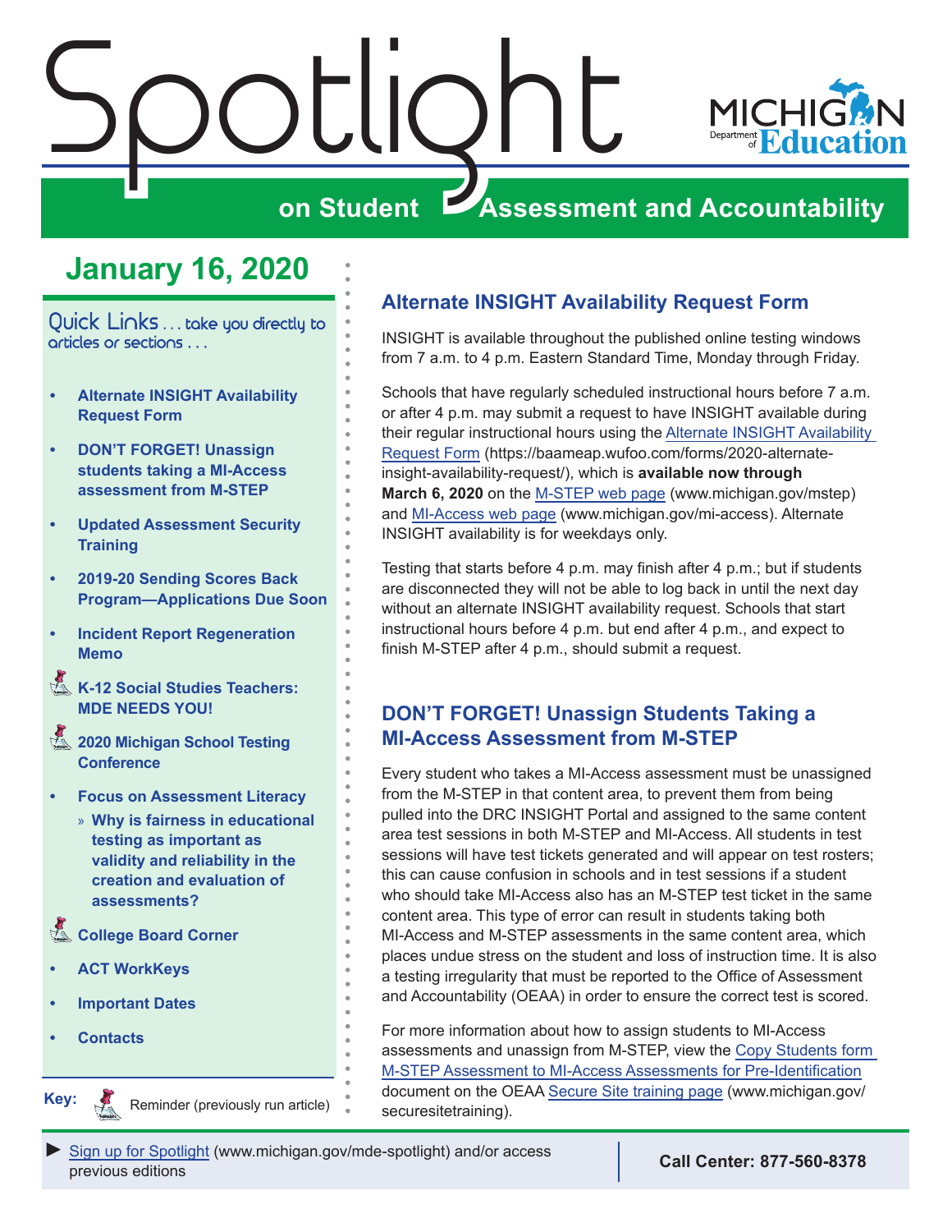# Spotlight on Student Assessment and Accountability

MICHIGAN Department of Education

## January 16, 2020

Quick Links . . . take you directly to articles or sections . . .

- Alternate INSIGHT Availability Request Form
- DON'T FORGET! Unassign students taking a MI-Access assessment from M-STEP
- Updated Assessment Security Training
- 2019-20 Sending Scores Back Program—Applications Due Soon
- Incident Report Regeneration Memo
- K-12 Social Studies Teachers: MDE NEEDS YOU!
- 2020 Michigan School Testing Conference
- Focus on Assessment Literacy
  - Why is fairness in educational testing as important as validity and reliability in the creation and evaluation of assessments?
- College Board Corner
- ACT WorkKeys
- Important Dates
- Contacts

**Key:** Reminder (previously run article)

## Alternate INSIGHT Availability Request Form

INSIGHT is available throughout the published online testing windows from 7 a.m. to 4 p.m. Eastern Standard Time, Monday through Friday.

Schools that have regularly scheduled instructional hours before 7 a.m. or after 4 p.m. may submit a request to have INSIGHT available during their regular instructional hours using the Alternate INSIGHT Availability Request Form (https://baameap.wufoo.com/forms/2020-alternate-insight-availability-request/), which is **available now through March 6, 2020** on the M-STEP web page (www.michigan.gov/mstep) and MI-Access web page (www.michigan.gov/mi-access). Alternate INSIGHT availability is for weekdays only.

Testing that starts before 4 p.m. may finish after 4 p.m.; but if students are disconnected they will not be able to log back in until the next day without an alternate INSIGHT availability request. Schools that start instructional hours before 4 p.m. but end after 4 p.m., and expect to finish M-STEP after 4 p.m., should submit a request.

## DON'T FORGET! Unassign Students Taking a MI-Access Assessment from M-STEP

Every student who takes a MI-Access assessment must be unassigned from the M-STEP in that content area, to prevent them from being pulled into the DRC INSIGHT Portal and assigned to the same content area test sessions in both M-STEP and MI-Access. All students in test sessions will have test tickets generated and will appear on test rosters; this can cause confusion in schools and in test sessions if a student who should take MI-Access also has an M-STEP test ticket in the same content area. This type of error can result in students taking both MI-Access and M-STEP assessments in the same content area, which places undue stress on the student and loss of instruction time. It is also a testing irregularity that must be reported to the Office of Assessment and Accountability (OEAA) in order to ensure the correct test is scored.

For more information about how to assign students to MI-Access assessments and unassign from M-STEP, view the Copy Students form M-STEP Assessment to MI-Access Assessments for Pre-Identification document on the OEAA Secure Site training page (www.michigan.gov/securesitetraining).

► Sign up for Spotlight (www.michigan.gov/mde-spotlight) and/or access previous editions

**Call Center: 877-560-8378**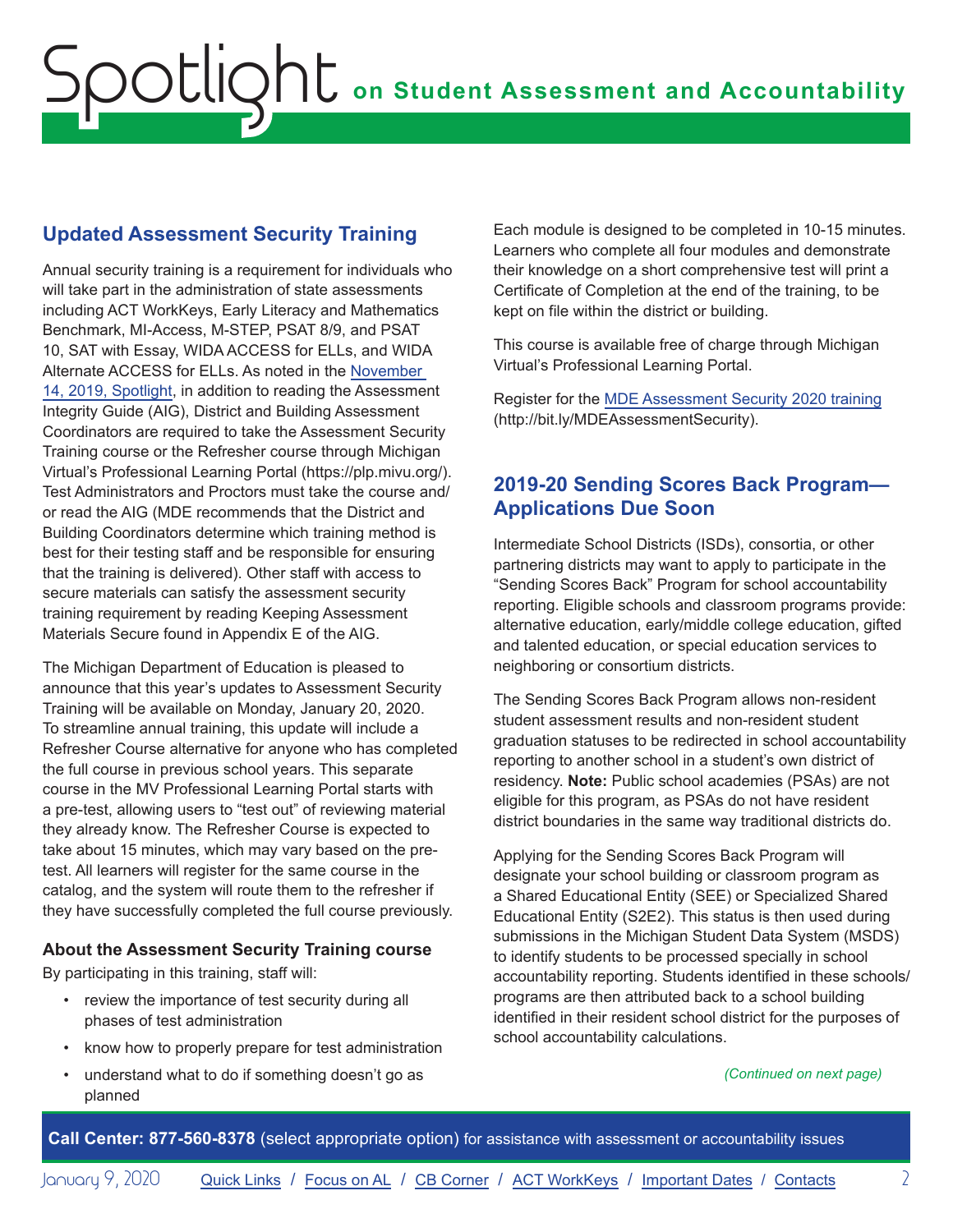## Updated Assessment Security Training

Annual security training is a requirement for individuals who will take part in the administration of state assessments including ACT WorkKeys, Early Literacy and Mathematics Benchmark, MI-Access, M-STEP, PSAT 8/9, and PSAT 10, SAT with Essay, WIDA ACCESS for ELLs, and WIDA Alternate ACCESS for ELLs. As noted in the [November 14, 2019, Spotlight](), in addition to reading the Assessment Integrity Guide (AIG), District and Building Assessment Coordinators are required to take the Assessment Security Training course or the Refresher course through Michigan Virtual's Professional Learning Portal (https://plp.mivu.org/). Test Administrators and Proctors must take the course and/or read the AIG (MDE recommends that the District and Building Coordinators determine which training method is best for their testing staff and be responsible for ensuring that the training is delivered). Other staff with access to secure materials can satisfy the assessment security training requirement by reading Keeping Assessment Materials Secure found in Appendix E of the AIG.

The Michigan Department of Education is pleased to announce that this year's updates to Assessment Security Training will be available on Monday, January 20, 2020. To streamline annual training, this update will include a Refresher Course alternative for anyone who has completed the full course in previous school years. This separate course in the MV Professional Learning Portal starts with a pre-test, allowing users to "test out" of reviewing material they already know. The Refresher Course is expected to take about 15 minutes, which may vary based on the pre-test. All learners will register for the same course in the catalog, and the system will route them to the refresher if they have successfully completed the full course previously.

### About the Assessment Security Training course

By participating in this training, staff will:

- review the importance of test security during all phases of test administration
- know how to properly prepare for test administration
- understand what to do if something doesn't go as planned

Each module is designed to be completed in 10-15 minutes. Learners who complete all four modules and demonstrate their knowledge on a short comprehensive test will print a Certificate of Completion at the end of the training, to be kept on file within the district or building.

This course is available free of charge through Michigan Virtual's Professional Learning Portal.

Register for the [MDE Assessment Security 2020 training]() (http://bit.ly/MDEAssessmentSecurity).

## 2019-20 Sending Scores Back Program—Applications Due Soon

Intermediate School Districts (ISDs), consortia, or other partnering districts may want to apply to participate in the "Sending Scores Back" Program for school accountability reporting. Eligible schools and classroom programs provide: alternative education, early/middle college education, gifted and talented education, or special education services to neighboring or consortium districts.

The Sending Scores Back Program allows non-resident student assessment results and non-resident student graduation statuses to be redirected in school accountability reporting to another school in a student's own district of residency. **Note:** Public school academies (PSAs) are not eligible for this program, as PSAs do not have resident district boundaries in the same way traditional districts do.

Applying for the Sending Scores Back Program will designate your school building or classroom program as a Shared Educational Entity (SEE) or Specialized Shared Educational Entity (S2E2). This status is then used during submissions in the Michigan Student Data System (MSDS) to identify students to be processed specially in school accountability reporting. Students identified in these schools/programs are then attributed back to a school building identified in their resident school district for the purposes of school accountability calculations.

*(Continued on next page)*

**Call Center: 877-560-8378** (select appropriate option) for assistance with assessment or accountability issues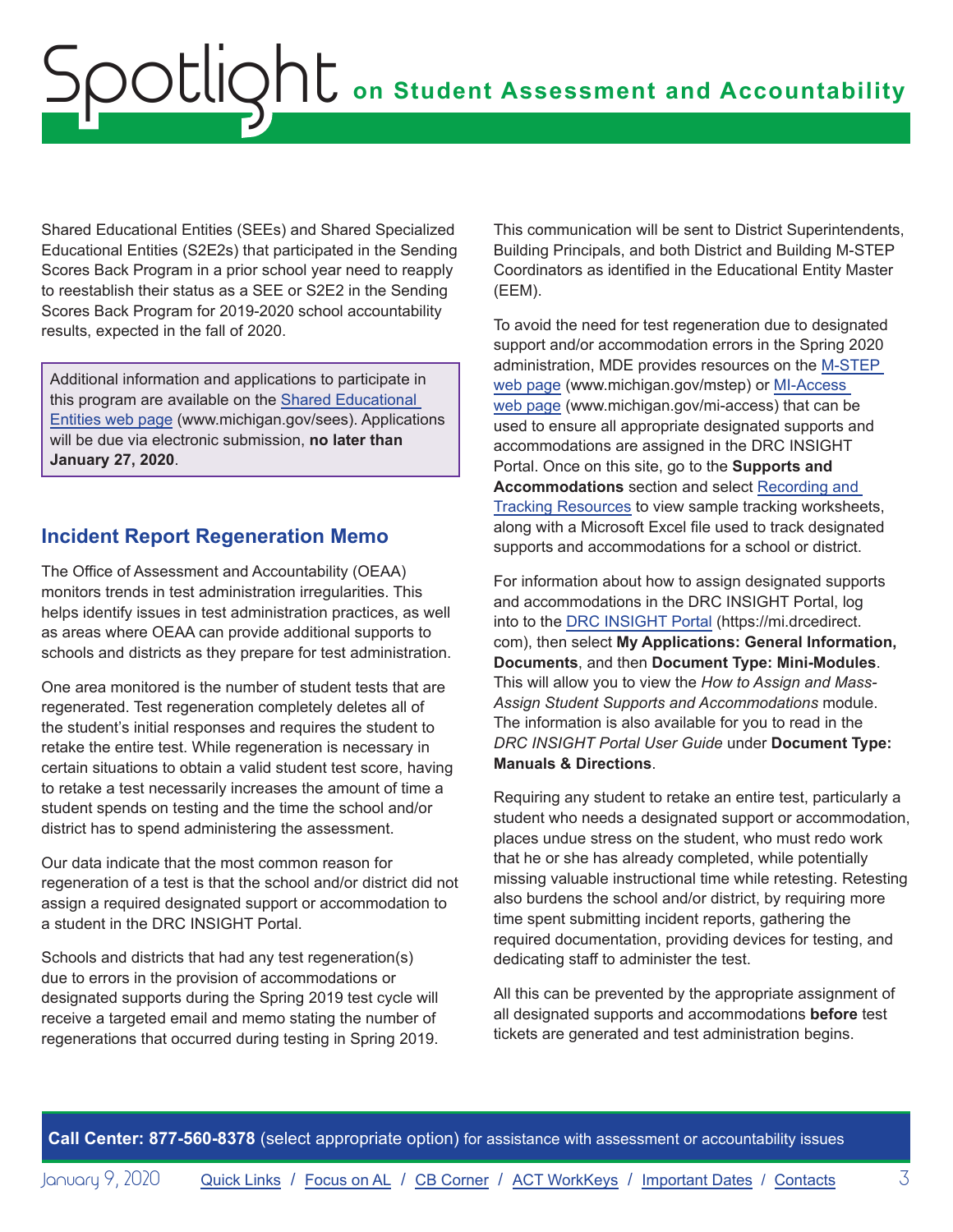Shared Educational Entities (SEEs) and Shared Specialized Educational Entities (S2E2s) that participated in the Sending Scores Back Program in a prior school year need to reapply to reestablish their status as a SEE or S2E2 in the Sending Scores Back Program for 2019-2020 school accountability results, expected in the fall of 2020.

> Additional information and applications to participate in this program are available on the Shared Educational Entities web page (www.michigan.gov/sees). Applications will be due via electronic submission, **no later than January 27, 2020**.

## Incident Report Regeneration Memo

The Office of Assessment and Accountability (OEAA) monitors trends in test administration irregularities. This helps identify issues in test administration practices, as well as areas where OEAA can provide additional supports to schools and districts as they prepare for test administration.

One area monitored is the number of student tests that are regenerated. Test regeneration completely deletes all of the student's initial responses and requires the student to retake the entire test. While regeneration is necessary in certain situations to obtain a valid student test score, having to retake a test necessarily increases the amount of time a student spends on testing and the time the school and/or district has to spend administering the assessment.

Our data indicate that the most common reason for regeneration of a test is that the school and/or district did not assign a required designated support or accommodation to a student in the DRC INSIGHT Portal.

Schools and districts that had any test regeneration(s) due to errors in the provision of accommodations or designated supports during the Spring 2019 test cycle will receive a targeted email and memo stating the number of regenerations that occurred during testing in Spring 2019.

This communication will be sent to District Superintendents, Building Principals, and both District and Building M-STEP Coordinators as identified in the Educational Entity Master (EEM).

To avoid the need for test regeneration due to designated support and/or accommodation errors in the Spring 2020 administration, MDE provides resources on the M-STEP web page (www.michigan.gov/mstep) or MI-Access web page (www.michigan.gov/mi-access) that can be used to ensure all appropriate designated supports and accommodations are assigned in the DRC INSIGHT Portal. Once on this site, go to the **Supports and Accommodations** section and select Recording and Tracking Resources to view sample tracking worksheets, along with a Microsoft Excel file used to track designated supports and accommodations for a school or district.

For information about how to assign designated supports and accommodations in the DRC INSIGHT Portal, log into to the DRC INSIGHT Portal (https://mi.drcedirect.com), then select **My Applications: General Information, Documents**, and then **Document Type: Mini-Modules**. This will allow you to view the *How to Assign and Mass-Assign Student Supports and Accommodations* module. The information is also available for you to read in the *DRC INSIGHT Portal User Guide* under **Document Type: Manuals & Directions**.

Requiring any student to retake an entire test, particularly a student who needs a designated support or accommodation, places undue stress on the student, who must redo work that he or she has already completed, while potentially missing valuable instructional time while retesting. Retesting also burdens the school and/or district, by requiring more time spent submitting incident reports, gathering the required documentation, providing devices for testing, and dedicating staff to administer the test.

All this can be prevented by the appropriate assignment of all designated supports and accommodations **before** test tickets are generated and test administration begins.

**Call Center: 877-560-8378** (select appropriate option) for assistance with assessment or accountability issues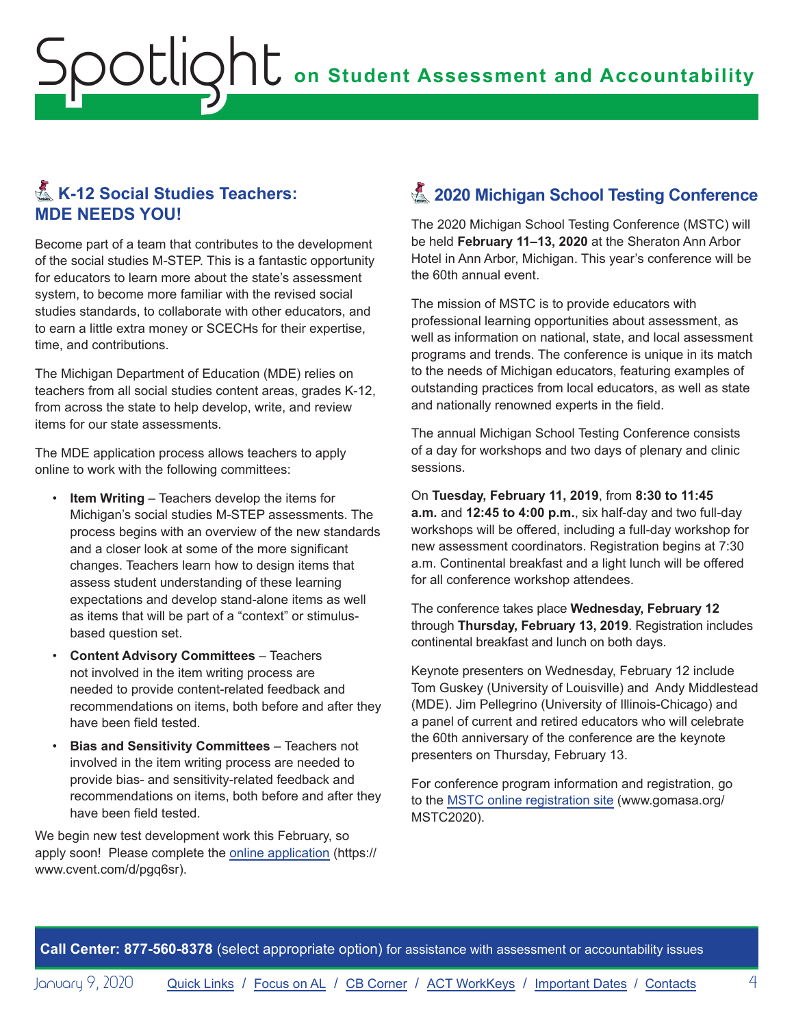## K-12 Social Studies Teachers: MDE NEEDS YOU!

Become part of a team that contributes to the development of the social studies M-STEP. This is a fantastic opportunity for educators to learn more about the state's assessment system, to become more familiar with the revised social studies standards, to collaborate with other educators, and to earn a little extra money or SCECHs for their expertise, time, and contributions.

The Michigan Department of Education (MDE) relies on teachers from all social studies content areas, grades K-12, from across the state to help develop, write, and review items for our state assessments.

The MDE application process allows teachers to apply online to work with the following committees:

- **Item Writing** – Teachers develop the items for Michigan's social studies M-STEP assessments. The process begins with an overview of the new standards and a closer look at some of the more significant changes. Teachers learn how to design items that assess student understanding of these learning expectations and develop stand-alone items as well as items that will be part of a "context" or stimulus-based question set.
- **Content Advisory Committees** – Teachers not involved in the item writing process are needed to provide content-related feedback and recommendations on items, both before and after they have been field tested.
- **Bias and Sensitivity Committees** – Teachers not involved in the item writing process are needed to provide bias- and sensitivity-related feedback and recommendations on items, both before and after they have been field tested.

We begin new test development work this February, so apply soon! Please complete the online application (https://www.cvent.com/d/pgq6sr).

## 2020 Michigan School Testing Conference

The 2020 Michigan School Testing Conference (MSTC) will be held **February 11–13, 2020** at the Sheraton Ann Arbor Hotel in Ann Arbor, Michigan. This year's conference will be the 60th annual event.

The mission of MSTC is to provide educators with professional learning opportunities about assessment, as well as information on national, state, and local assessment programs and trends. The conference is unique in its match to the needs of Michigan educators, featuring examples of outstanding practices from local educators, as well as state and nationally renowned experts in the field.

The annual Michigan School Testing Conference consists of a day for workshops and two days of plenary and clinic sessions.

On **Tuesday, February 11, 2019**, from **8:30 to 11:45 a.m.** and **12:45 to 4:00 p.m.**, six half-day and two full-day workshops will be offered, including a full-day workshop for new assessment coordinators. Registration begins at 7:30 a.m. Continental breakfast and a light lunch will be offered for all conference workshop attendees.

The conference takes place **Wednesday, February 12** through **Thursday, February 13, 2019**. Registration includes continental breakfast and lunch on both days.

Keynote presenters on Wednesday, February 12 include Tom Guskey (University of Louisville) and Andy Middlestead (MDE). Jim Pellegrino (University of Illinois-Chicago) and a panel of current and retired educators who will celebrate the 60th anniversary of the conference are the keynote presenters on Thursday, February 13.

For conference program information and registration, go to the MSTC online registration site (www.gomasa.org/MSTC2020).

**Call Center: 877-560-8378** (select appropriate option) for assistance with assessment or accountability issues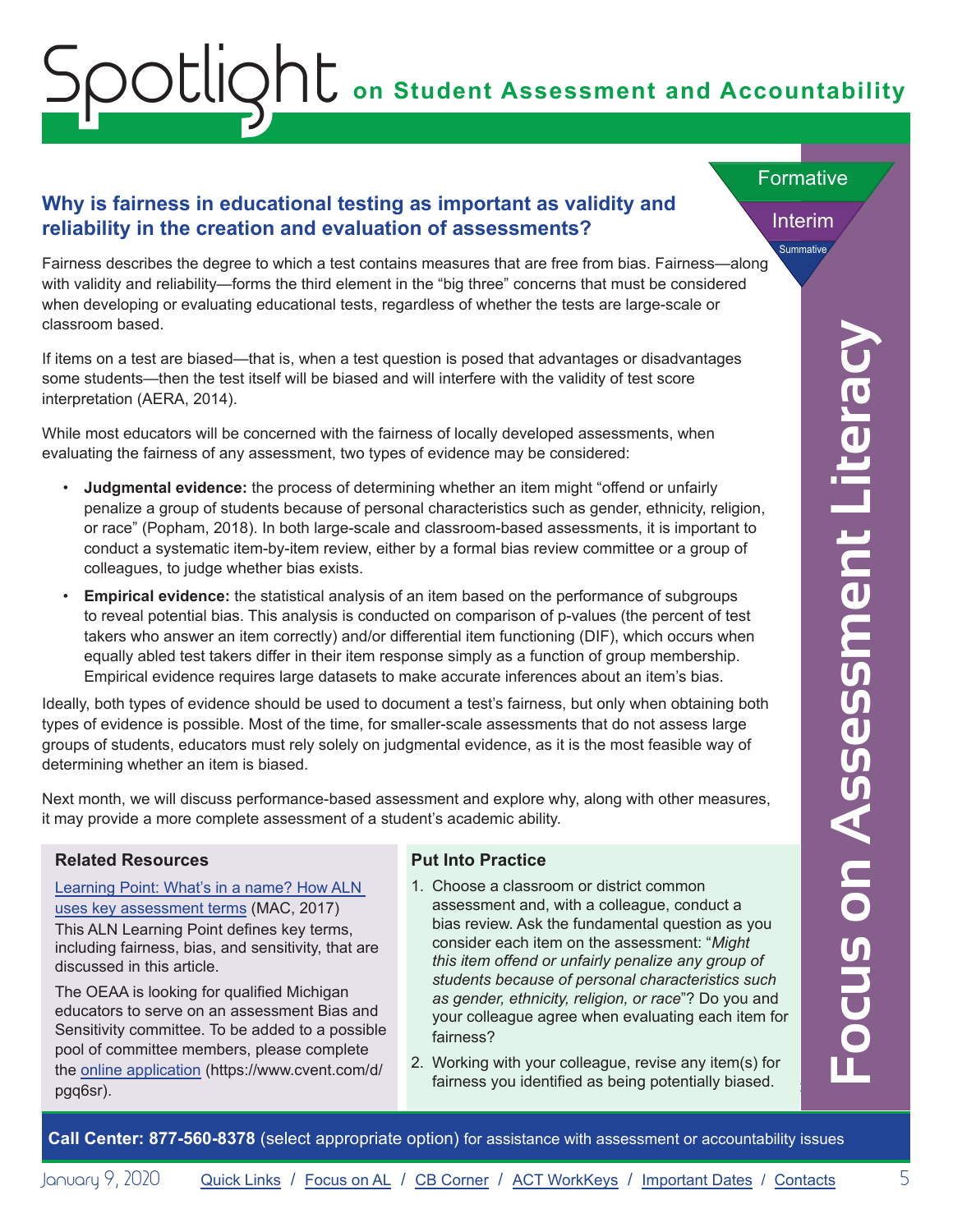# Spotlight on Student Assessment and Accountability

## Why is fairness in educational testing as important as validity and reliability in the creation and evaluation of assessments?

Fairness describes the degree to which a test contains measures that are free from bias. Fairness—along with validity and reliability—forms the third element in the "big three" concerns that must be considered when developing or evaluating educational tests, regardless of whether the tests are large-scale or classroom based.

If items on a test are biased—that is, when a test question is posed that advantages or disadvantages some students—then the test itself will be biased and will interfere with the validity of test score interpretation (AERA, 2014).

While most educators will be concerned with the fairness of locally developed assessments, when evaluating the fairness of any assessment, two types of evidence may be considered:

- **Judgmental evidence:** the process of determining whether an item might "offend or unfairly penalize a group of students because of personal characteristics such as gender, ethnicity, religion, or race" (Popham, 2018). In both large-scale and classroom-based assessments, it is important to conduct a systematic item-by-item review, either by a formal bias review committee or a group of colleagues, to judge whether bias exists.
- **Empirical evidence:** the statistical analysis of an item based on the performance of subgroups to reveal potential bias. This analysis is conducted on comparison of p-values (the percent of test takers who answer an item correctly) and/or differential item functioning (DIF), which occurs when equally abled test takers differ in their item response simply as a function of group membership. Empirical evidence requires large datasets to make accurate inferences about an item's bias.

Ideally, both types of evidence should be used to document a test's fairness, but only when obtaining both types of evidence is possible. Most of the time, for smaller-scale assessments that do not assess large groups of students, educators must rely solely on judgmental evidence, as it is the most feasible way of determining whether an item is biased.

Next month, we will discuss performance-based assessment and explore why, along with other measures, it may provide a more complete assessment of a student's academic ability.

### Related Resources

[Learning Point: What's in a name? How ALN uses key assessment terms](#) (MAC, 2017)
This ALN Learning Point defines key terms, including fairness, bias, and sensitivity, that are discussed in this article.

The OEAA is looking for qualified Michigan educators to serve on an assessment Bias and Sensitivity committee. To be added to a possible pool of committee members, please complete the [online application](#) (https://www.cvent.com/d/pgq6sr).

### Put Into Practice

1. Choose a classroom or district common assessment and, with a colleague, conduct a bias review. Ask the fundamental question as you consider each item on the assessment: "*Might this item offend or unfairly penalize any group of students because of personal characteristics such as gender, ethnicity, religion, or race*"? Do you and your colleague agree when evaluating each item for fairness?
2. Working with your colleague, revise any item(s) for fairness you identified as being potentially biased.

**Call Center: 877-560-8378** (select appropriate option) for assistance with assessment or accountability issues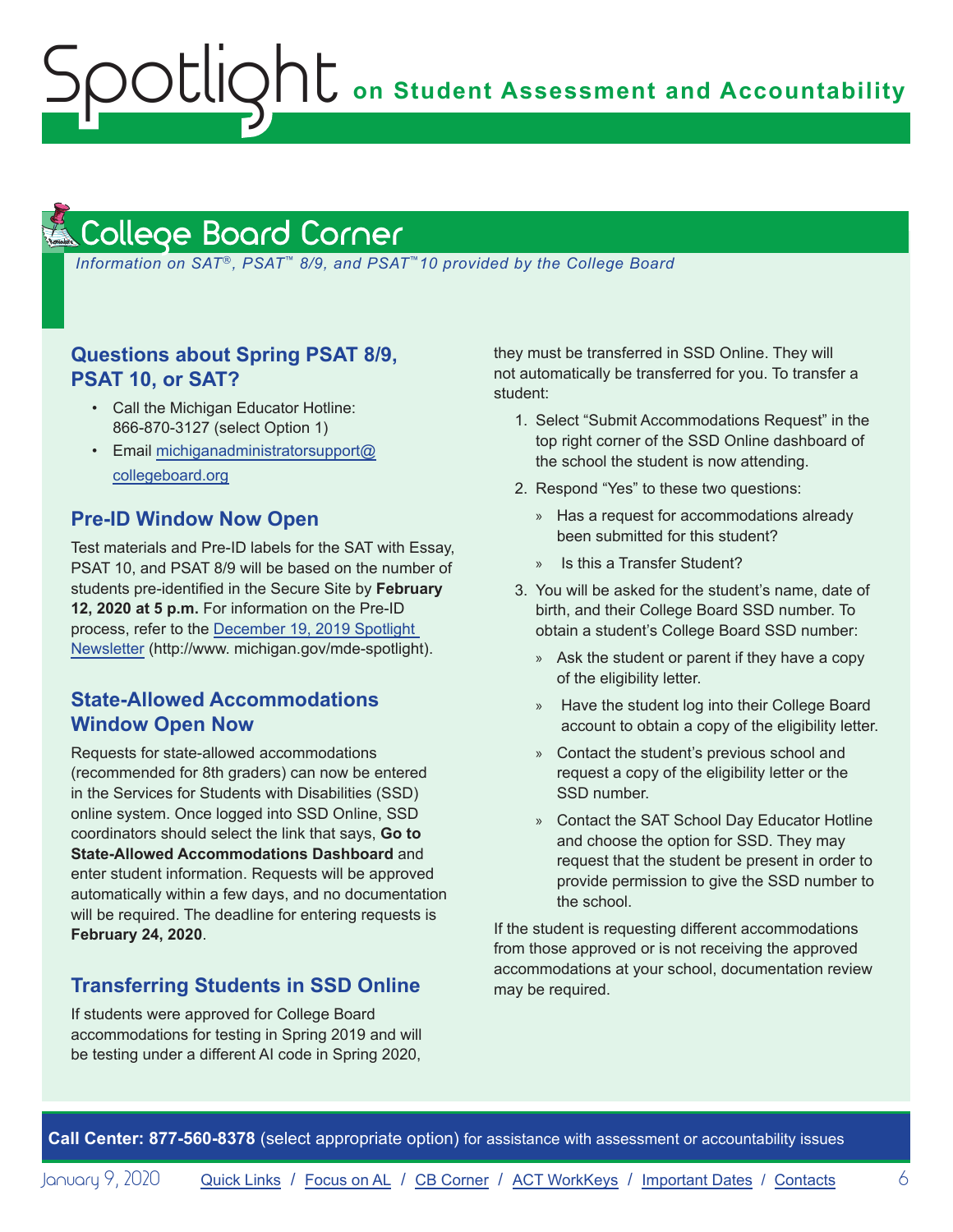# College Board Corner

*Information on SAT®, PSAT™ 8/9, and PSAT™10 provided by the College Board*

## Questions about Spring PSAT 8/9, PSAT 10, or SAT?

- Call the Michigan Educator Hotline: 866-870-3127 (select Option 1)
- Email michiganadministratorsupport@collegeboard.org

## Pre-ID Window Now Open

Test materials and Pre-ID labels for the SAT with Essay, PSAT 10, and PSAT 8/9 will be based on the number of students pre-identified in the Secure Site by **February 12, 2020 at 5 p.m.** For information on the Pre-ID process, refer to the December 19, 2019 Spotlight Newsletter (http://www. michigan.gov/mde-spotlight).

## State-Allowed Accommodations Window Open Now

Requests for state-allowed accommodations (recommended for 8th graders) can now be entered in the Services for Students with Disabilities (SSD) online system. Once logged into SSD Online, SSD coordinators should select the link that says, **Go to State-Allowed Accommodations Dashboard** and enter student information. Requests will be approved automatically within a few days, and no documentation will be required. The deadline for entering requests is **February 24, 2020**.

## Transferring Students in SSD Online

If students were approved for College Board accommodations for testing in Spring 2019 and will be testing under a different AI code in Spring 2020, they must be transferred in SSD Online. They will not automatically be transferred for you. To transfer a student:

1. Select "Submit Accommodations Request" in the top right corner of the SSD Online dashboard of the school the student is now attending.
2. Respond "Yes" to these two questions:
   - Has a request for accommodations already been submitted for this student?
   - Is this a Transfer Student?
3. You will be asked for the student's name, date of birth, and their College Board SSD number. To obtain a student's College Board SSD number:
   - Ask the student or parent if they have a copy of the eligibility letter.
   - Have the student log into their College Board account to obtain a copy of the eligibility letter.
   - Contact the student's previous school and request a copy of the eligibility letter or the SSD number.
   - Contact the SAT School Day Educator Hotline and choose the option for SSD. They may request that the student be present in order to provide permission to give the SSD number to the school.

If the student is requesting different accommodations from those approved or is not receiving the approved accommodations at your school, documentation review may be required.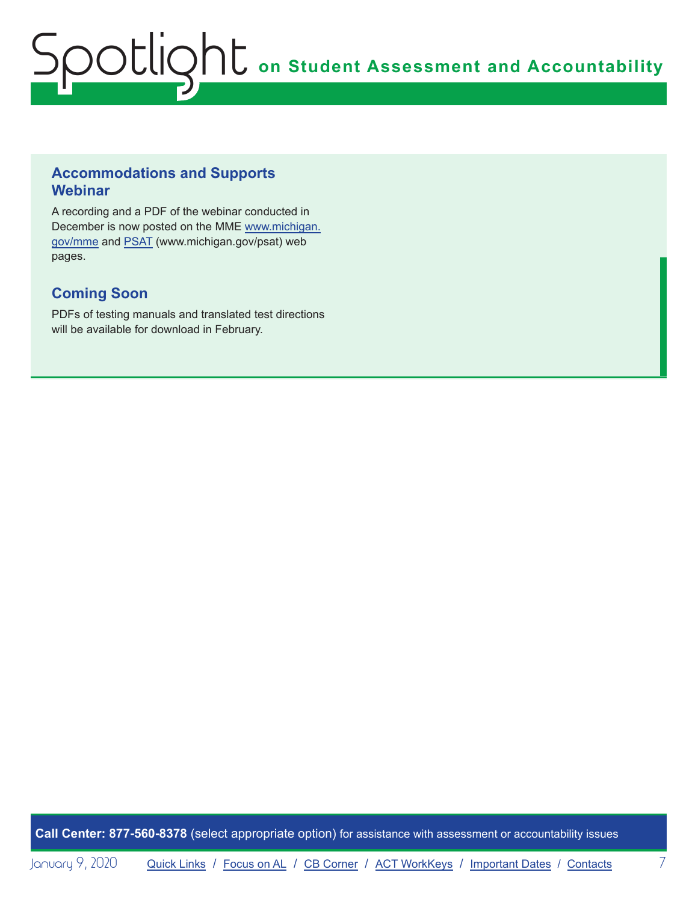## Accommodations and Supports Webinar

A recording and a PDF of the webinar conducted in December is now posted on the MME www.michigan.gov/mme and PSAT (www.michigan.gov/psat) web pages.

## Coming Soon

PDFs of testing manuals and translated test directions will be available for download in February.

**Call Center: 877-560-8378** (select appropriate option) for assistance with assessment or accountability issues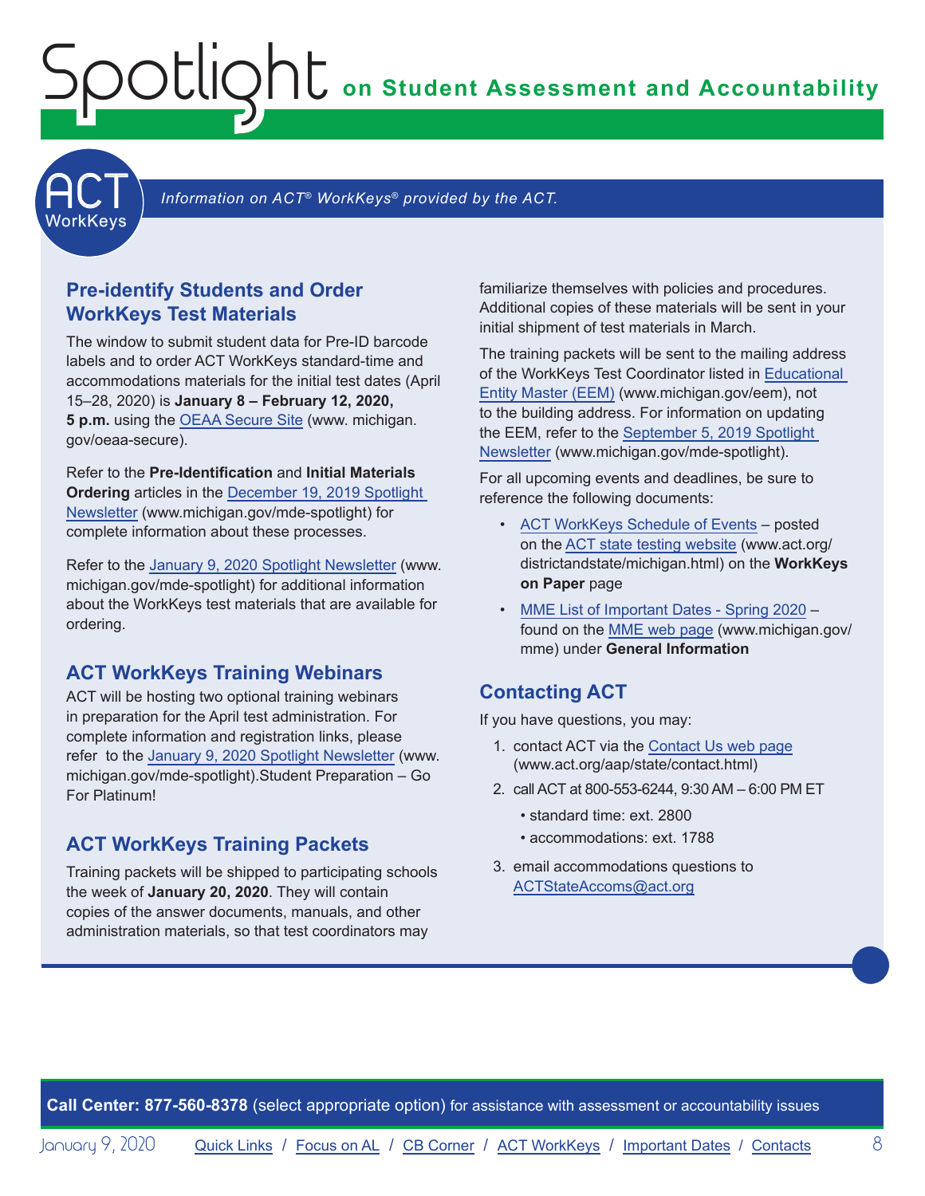# Spotlight on Student Assessment and Accountability

## ACT WorkKeys

*Information on ACT® WorkKeys® provided by the ACT.*

### Pre-identify Students and Order WorkKeys Test Materials

The window to submit student data for Pre-ID barcode labels and to order ACT WorkKeys standard-time and accommodations materials for the initial test dates (April 15–28, 2020) is **January 8 – February 12, 2020, 5 p.m.** using the OEAA Secure Site (www. michigan.gov/oeaa-secure).

Refer to the **Pre-Identification** and **Initial Materials Ordering** articles in the December 19, 2019 Spotlight Newsletter (www.michigan.gov/mde-spotlight) for complete information about these processes.

Refer to the January 9, 2020 Spotlight Newsletter (www.michigan.gov/mde-spotlight) for additional information about the WorkKeys test materials that are available for ordering.

### ACT WorkKeys Training Webinars

ACT will be hosting two optional training webinars in preparation for the April test administration. For complete information and registration links, please refer to the January 9, 2020 Spotlight Newsletter (www.michigan.gov/mde-spotlight).Student Preparation – Go For Platinum!

### ACT WorkKeys Training Packets

Training packets will be shipped to participating schools the week of **January 20, 2020**. They will contain copies of the answer documents, manuals, and other administration materials, so that test coordinators may familiarize themselves with policies and procedures. Additional copies of these materials will be sent in your initial shipment of test materials in March.

The training packets will be sent to the mailing address of the WorkKeys Test Coordinator listed in Educational Entity Master (EEM) (www.michigan.gov/eem), not to the building address. For information on updating the EEM, refer to the September 5, 2019 Spotlight Newsletter (www.michigan.gov/mde-spotlight).

For all upcoming events and deadlines, be sure to reference the following documents:

- ACT WorkKeys Schedule of Events – posted on the ACT state testing website (www.act.org/districtandstate/michigan.html) on the **WorkKeys on Paper** page
- MME List of Important Dates - Spring 2020 – found on the MME web page (www.michigan.gov/mme) under **General Information**

### Contacting ACT

If you have questions, you may:

1. contact ACT via the Contact Us web page (www.act.org/aap/state/contact.html)
2. call ACT at 800-553-6244, 9:30 AM – 6:00 PM ET
   - standard time: ext. 2800
   - accommodations: ext. 1788
3. email accommodations questions to ACTStateAccoms@act.org

**Call Center: 877-560-8378** (select appropriate option) for assistance with assessment or accountability issues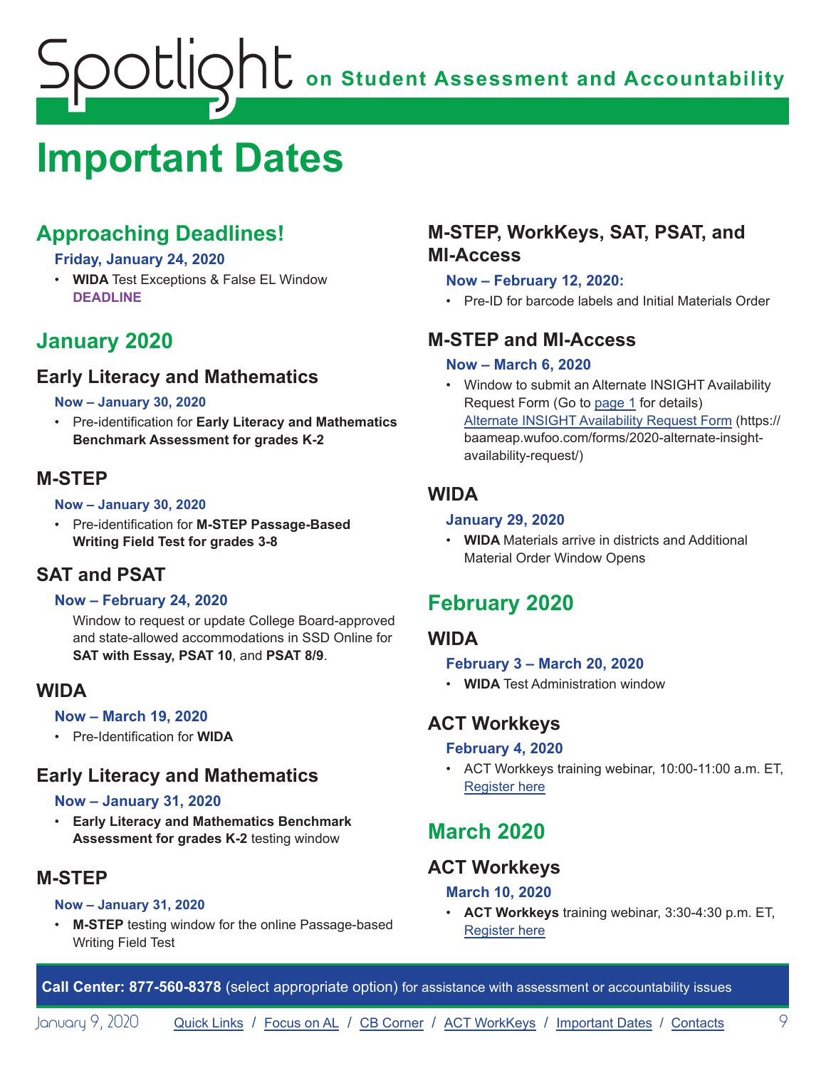# Important Dates

## Approaching Deadlines!

**Friday, January 24, 2020**

- **WIDA** Test Exceptions & False EL Window **DEADLINE**

## January 2020

### Early Literacy and Mathematics

**Now – January 30, 2020**

- Pre-identification for **Early Literacy and Mathematics Benchmark Assessment for grades K-2**

### M-STEP

**Now – January 30, 2020**

- Pre-identification for **M-STEP Passage-Based Writing Field Test for grades 3-8**

### SAT and PSAT

**Now – February 24, 2020**

Window to request or update College Board-approved and state-allowed accommodations in SSD Online for **SAT with Essay, PSAT 10**, and **PSAT 8/9**.

### WIDA

**Now – March 19, 2020**

- Pre-Identification for **WIDA**

### Early Literacy and Mathematics

**Now – January 31, 2020**

- **Early Literacy and Mathematics Benchmark Assessment for grades K-2** testing window

### M-STEP

**Now – January 31, 2020**

- **M-STEP** testing window for the online Passage-based Writing Field Test

### M-STEP, WorkKeys, SAT, PSAT, and MI-Access

**Now – February 12, 2020:**

- Pre-ID for barcode labels and Initial Materials Order

### M-STEP and MI-Access

**Now – March 6, 2020**

- Window to submit an Alternate INSIGHT Availability Request Form (Go to page 1 for details) Alternate INSIGHT Availability Request Form (https://baameap.wufoo.com/forms/2020-alternate-insight-availability-request/)

### WIDA

**January 29, 2020**

- **WIDA** Materials arrive in districts and Additional Material Order Window Opens

## February 2020

### WIDA

**February 3 – March 20, 2020**

- **WIDA** Test Administration window

### ACT Workkeys

**February 4, 2020**

- ACT Workkeys training webinar, 10:00-11:00 a.m. ET, Register here

## March 2020

### ACT Workkeys

**March 10, 2020**

- **ACT Workkeys** training webinar, 3:30-4:30 p.m. ET, Register here

**Call Center: 877-560-8378** (select appropriate option) for assistance with assessment or accountability issues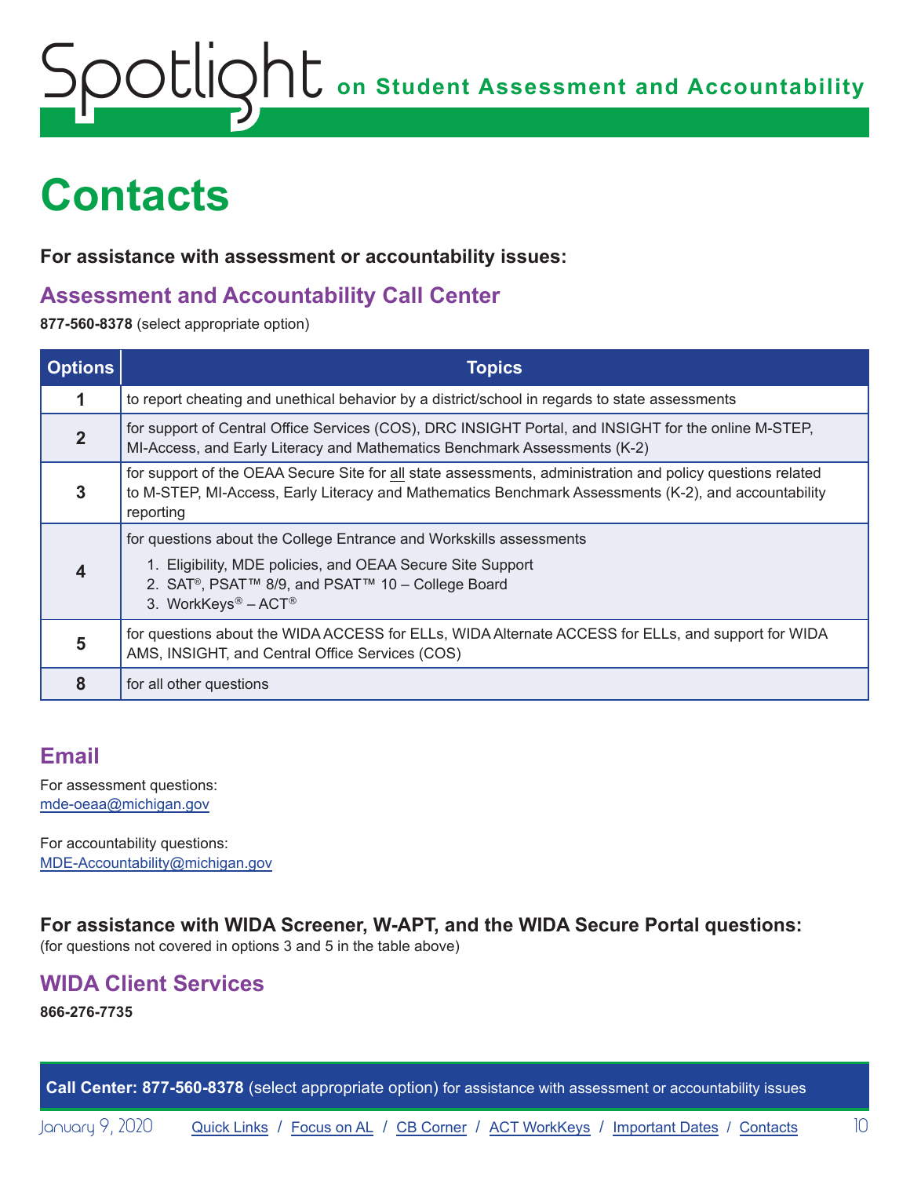# Contacts

**For assistance with assessment or accountability issues:**

## Assessment and Accountability Call Center

**877-560-8378** (select appropriate option)

| Options | Topics |
|---|---|
| **1** | to report cheating and unethical behavior by a district/school in regards to state assessments |
| **2** | for support of Central Office Services (COS), DRC INSIGHT Portal, and INSIGHT for the online M-STEP, MI-Access, and Early Literacy and Mathematics Benchmark Assessments (K-2) |
| **3** | for support of the OEAA Secure Site for all state assessments, administration and policy questions related to M-STEP, MI-Access, Early Literacy and Mathematics Benchmark Assessments (K-2), and accountability reporting |
| **4** | for questions about the College Entrance and Workskills assessments<br>1. Eligibility, MDE policies, and OEAA Secure Site Support<br>2. SAT®, PSAT™ 8/9, and PSAT™ 10 – College Board<br>3. WorkKeys® – ACT® |
| **5** | for questions about the WIDA ACCESS for ELLs, WIDA Alternate ACCESS for ELLs, and support for WIDA AMS, INSIGHT, and Central Office Services (COS) |
| **8** | for all other questions |

## Email

For assessment questions:
mde-oeaa@michigan.gov

For accountability questions:
MDE-Accountability@michigan.gov

**For assistance with WIDA Screener, W-APT, and the WIDA Secure Portal questions:**
(for questions not covered in options 3 and 5 in the table above)

## WIDA Client Services

**866-276-7735**

**Call Center: 877-560-8378** (select appropriate option) for assistance with assessment or accountability issues